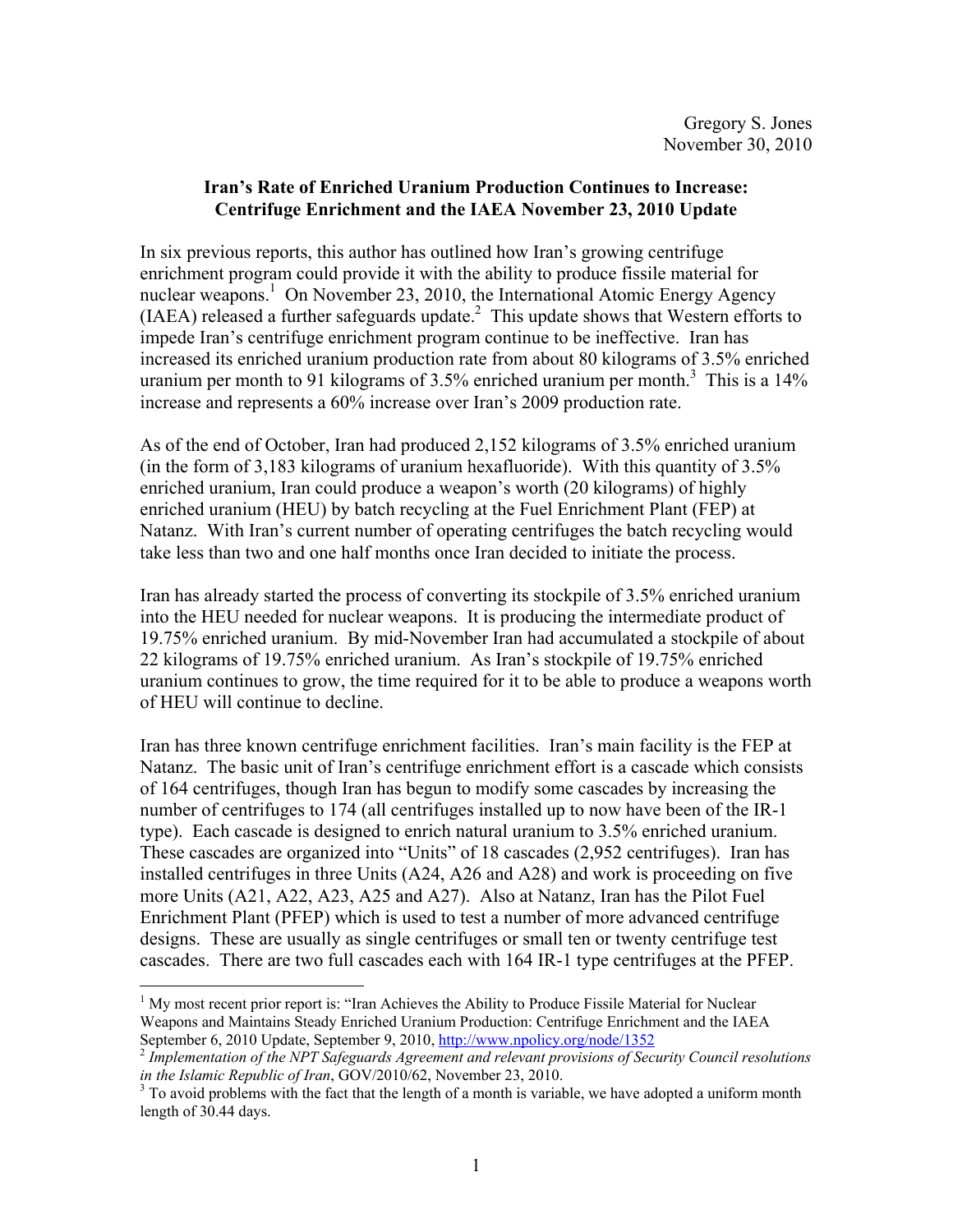Gregory S. Jones
November 30, 2010

## Iran's Rate of Enriched Uranium Production Continues to Increase: Centrifuge Enrichment and the IAEA November 23, 2010 Update

In six previous reports, this author has outlined how Iran's growing centrifuge enrichment program could provide it with the ability to produce fissile material for nuclear weapons.[1] On November 23, 2010, the International Atomic Energy Agency (IAEA) released a further safeguards update.[2] This update shows that Western efforts to impede Iran's centrifuge enrichment program continue to be ineffective. Iran has increased its enriched uranium production rate from about 80 kilograms of 3.5% enriched uranium per month to 91 kilograms of 3.5% enriched uranium per month.[3] This is a 14% increase and represents a 60% increase over Iran's 2009 production rate.

As of the end of October, Iran had produced 2,152 kilograms of 3.5% enriched uranium (in the form of 3,183 kilograms of uranium hexafluoride). With this quantity of 3.5% enriched uranium, Iran could produce a weapon's worth (20 kilograms) of highly enriched uranium (HEU) by batch recycling at the Fuel Enrichment Plant (FEP) at Natanz. With Iran's current number of operating centrifuges the batch recycling would take less than two and one half months once Iran decided to initiate the process.

Iran has already started the process of converting its stockpile of 3.5% enriched uranium into the HEU needed for nuclear weapons. It is producing the intermediate product of 19.75% enriched uranium. By mid-November Iran had accumulated a stockpile of about 22 kilograms of 19.75% enriched uranium. As Iran's stockpile of 19.75% enriched uranium continues to grow, the time required for it to be able to produce a weapons worth of HEU will continue to decline.

Iran has three known centrifuge enrichment facilities. Iran's main facility is the FEP at Natanz. The basic unit of Iran's centrifuge enrichment effort is a cascade which consists of 164 centrifuges, though Iran has begun to modify some cascades by increasing the number of centrifuges to 174 (all centrifuges installed up to now have been of the IR-1 type). Each cascade is designed to enrich natural uranium to 3.5% enriched uranium. These cascades are organized into "Units" of 18 cascades (2,952 centrifuges). Iran has installed centrifuges in three Units (A24, A26 and A28) and work is proceeding on five more Units (A21, A22, A23, A25 and A27). Also at Natanz, Iran has the Pilot Fuel Enrichment Plant (PFEP) which is used to test a number of more advanced centrifuge designs. These are usually as single centrifuges or small ten or twenty centrifuge test cascades. There are two full cascades each with 164 IR-1 type centrifuges at the PFEP.

---

[1] My most recent prior report is: "Iran Achieves the Ability to Produce Fissile Material for Nuclear Weapons and Maintains Steady Enriched Uranium Production: Centrifuge Enrichment and the IAEA September 6, 2010 Update, September 9, 2010, http://www.npolicy.org/node/1352

[2] *Implementation of the NPT Safeguards Agreement and relevant provisions of Security Council resolutions in the Islamic Republic of Iran*, GOV/2010/62, November 23, 2010.

[3] To avoid problems with the fact that the length of a month is variable, we have adopted a uniform month length of 30.44 days.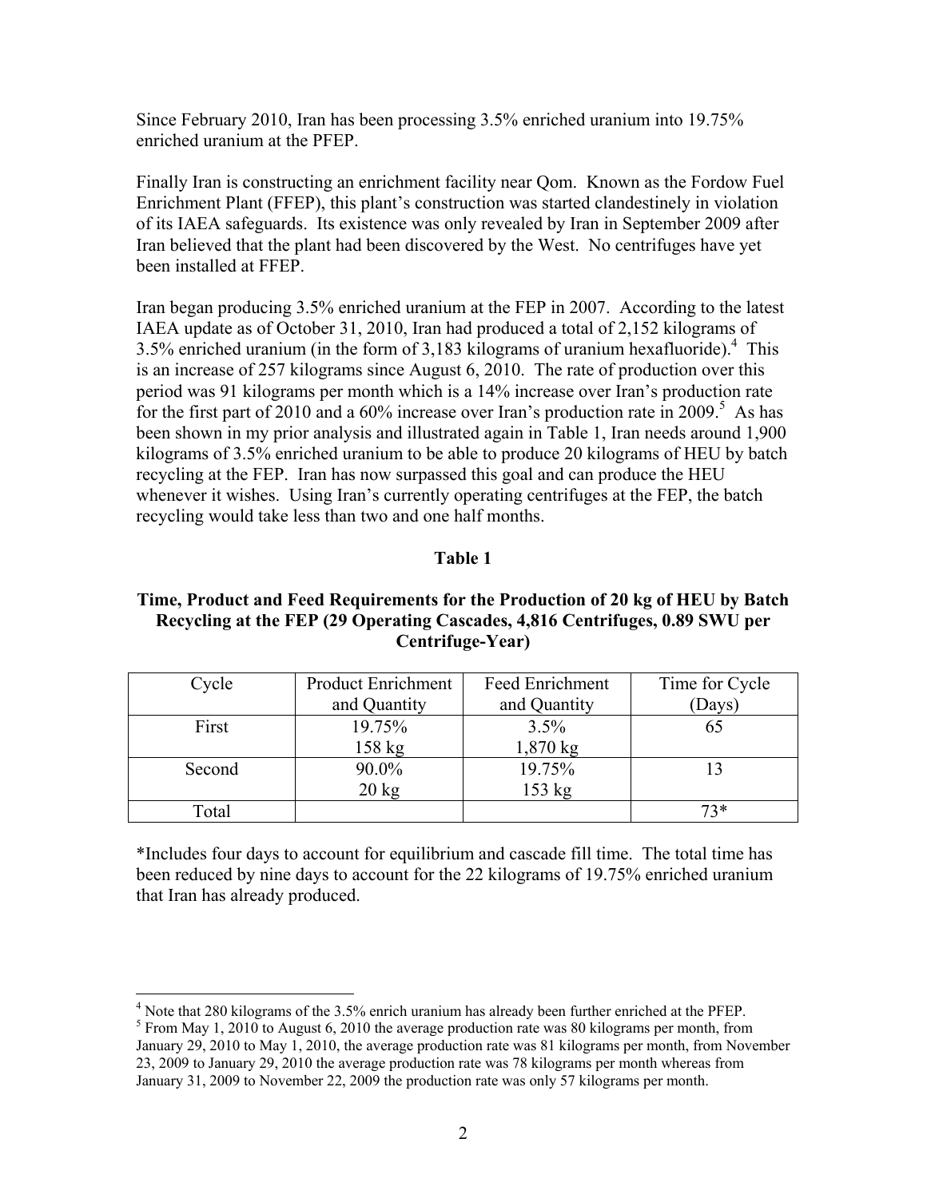Since February 2010, Iran has been processing 3.5% enriched uranium into 19.75% enriched uranium at the PFEP.

Finally Iran is constructing an enrichment facility near Qom. Known as the Fordow Fuel Enrichment Plant (FFEP), this plant's construction was started clandestinely in violation of its IAEA safeguards. Its existence was only revealed by Iran in September 2009 after Iran believed that the plant had been discovered by the West. No centrifuges have yet been installed at FFEP.

Iran began producing 3.5% enriched uranium at the FEP in 2007. According to the latest IAEA update as of October 31, 2010, Iran had produced a total of 2,152 kilograms of 3.5% enriched uranium (in the form of 3,183 kilograms of uranium hexafluoride).[4] This is an increase of 257 kilograms since August 6, 2010. The rate of production over this period was 91 kilograms per month which is a 14% increase over Iran's production rate for the first part of 2010 and a 60% increase over Iran's production rate in 2009.[5] As has been shown in my prior analysis and illustrated again in Table 1, Iran needs around 1,900 kilograms of 3.5% enriched uranium to be able to produce 20 kilograms of HEU by batch recycling at the FEP. Iran has now surpassed this goal and can produce the HEU whenever it wishes. Using Iran's currently operating centrifuges at the FEP, the batch recycling would take less than two and one half months.

**Table 1**

**Time, Product and Feed Requirements for the Production of 20 kg of HEU by Batch Recycling at the FEP (29 Operating Cascades, 4,816 Centrifuges, 0.89 SWU per Centrifuge-Year)**

| Cycle | Product Enrichment and Quantity | Feed Enrichment and Quantity | Time for Cycle (Days) |
|---|---|---|---|
| First | 19.75%<br>158 kg | 3.5%<br>1,870 kg | 65 |
| Second | 90.0%<br>20 kg | 19.75%<br>153 kg | 13 |
| Total | | | 73* |

*Includes four days to account for equilibrium and cascade fill time. The total time has been reduced by nine days to account for the 22 kilograms of 19.75% enriched uranium that Iran has already produced.

---

[4] Note that 280 kilograms of the 3.5% enrich uranium has already been further enriched at the PFEP.

[5] From May 1, 2010 to August 6, 2010 the average production rate was 80 kilograms per month, from January 29, 2010 to May 1, 2010, the average production rate was 81 kilograms per month, from November 23, 2009 to January 29, 2010 the average production rate was 78 kilograms per month whereas from January 31, 2009 to November 22, 2009 the production rate was only 57 kilograms per month.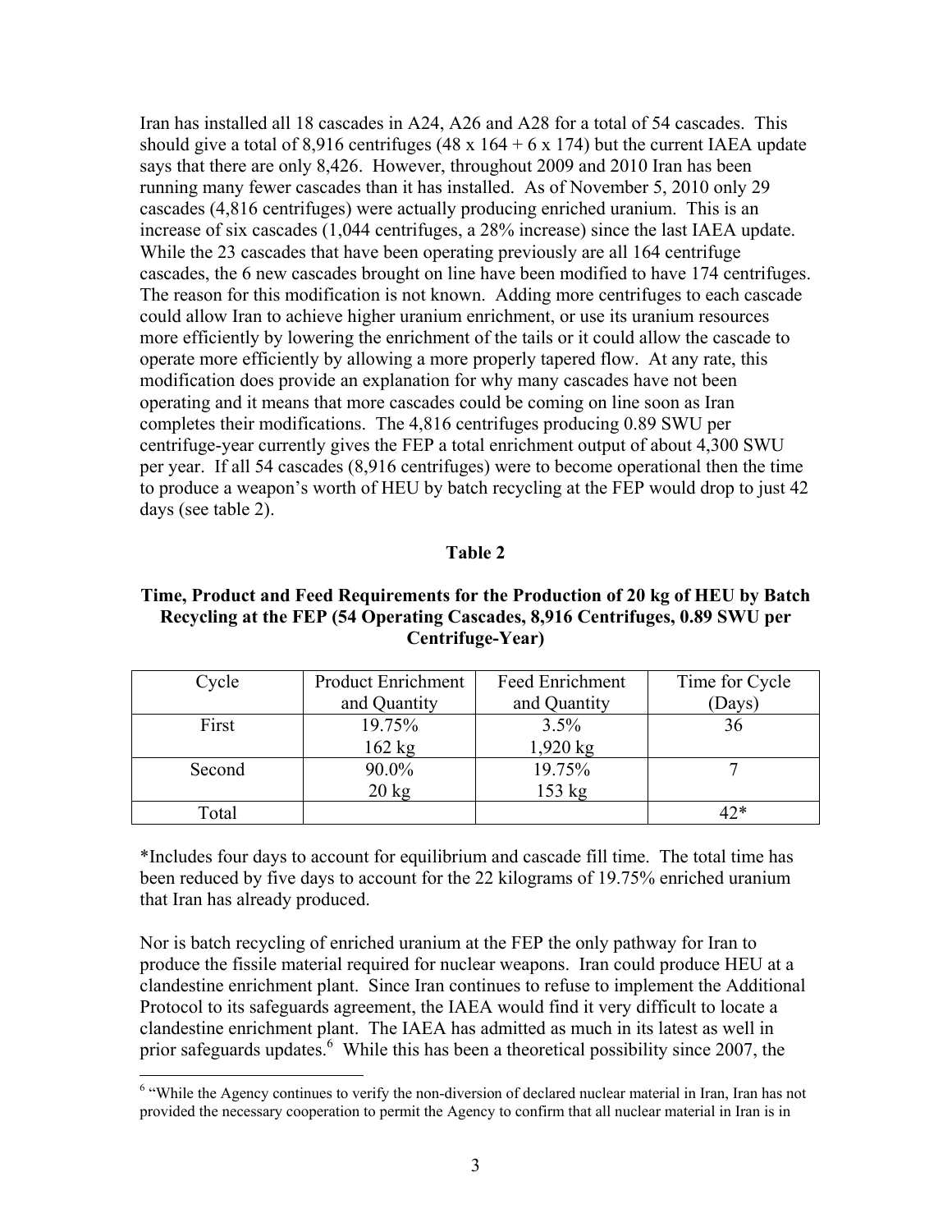Iran has installed all 18 cascades in A24, A26 and A28 for a total of 54 cascades. This should give a total of 8,916 centrifuges (48 x 164 + 6 x 174) but the current IAEA update says that there are only 8,426. However, throughout 2009 and 2010 Iran has been running many fewer cascades than it has installed. As of November 5, 2010 only 29 cascades (4,816 centrifuges) were actually producing enriched uranium. This is an increase of six cascades (1,044 centrifuges, a 28% increase) since the last IAEA update. While the 23 cascades that have been operating previously are all 164 centrifuge cascades, the 6 new cascades brought on line have been modified to have 174 centrifuges. The reason for this modification is not known. Adding more centrifuges to each cascade could allow Iran to achieve higher uranium enrichment, or use its uranium resources more efficiently by lowering the enrichment of the tails or it could allow the cascade to operate more efficiently by allowing a more properly tapered flow. At any rate, this modification does provide an explanation for why many cascades have not been operating and it means that more cascades could be coming on line soon as Iran completes their modifications. The 4,816 centrifuges producing 0.89 SWU per centrifuge-year currently gives the FEP a total enrichment output of about 4,300 SWU per year. If all 54 cascades (8,916 centrifuges) were to become operational then the time to produce a weapon's worth of HEU by batch recycling at the FEP would drop to just 42 days (see table 2).

**Table 2**

**Time, Product and Feed Requirements for the Production of 20 kg of HEU by Batch Recycling at the FEP (54 Operating Cascades, 8,916 Centrifuges, 0.89 SWU per Centrifuge-Year)**

| Cycle | Product Enrichment and Quantity | Feed Enrichment and Quantity | Time for Cycle (Days) |
|---|---|---|---|
| First | 19.75%<br>162 kg | 3.5%<br>1,920 kg | 36 |
| Second | 90.0%<br>20 kg | 19.75%<br>153 kg | 7 |
| Total | | | 42* |

*Includes four days to account for equilibrium and cascade fill time. The total time has been reduced by five days to account for the 22 kilograms of 19.75% enriched uranium that Iran has already produced.

Nor is batch recycling of enriched uranium at the FEP the only pathway for Iran to produce the fissile material required for nuclear weapons. Iran could produce HEU at a clandestine enrichment plant. Since Iran continues to refuse to implement the Additional Protocol to its safeguards agreement, the IAEA would find it very difficult to locate a clandestine enrichment plant. The IAEA has admitted as much in its latest as well in prior safeguards updates.[6] While this has been a theoretical possibility since 2007, the

[6] "While the Agency continues to verify the non-diversion of declared nuclear material in Iran, Iran has not provided the necessary cooperation to permit the Agency to confirm that all nuclear material in Iran is in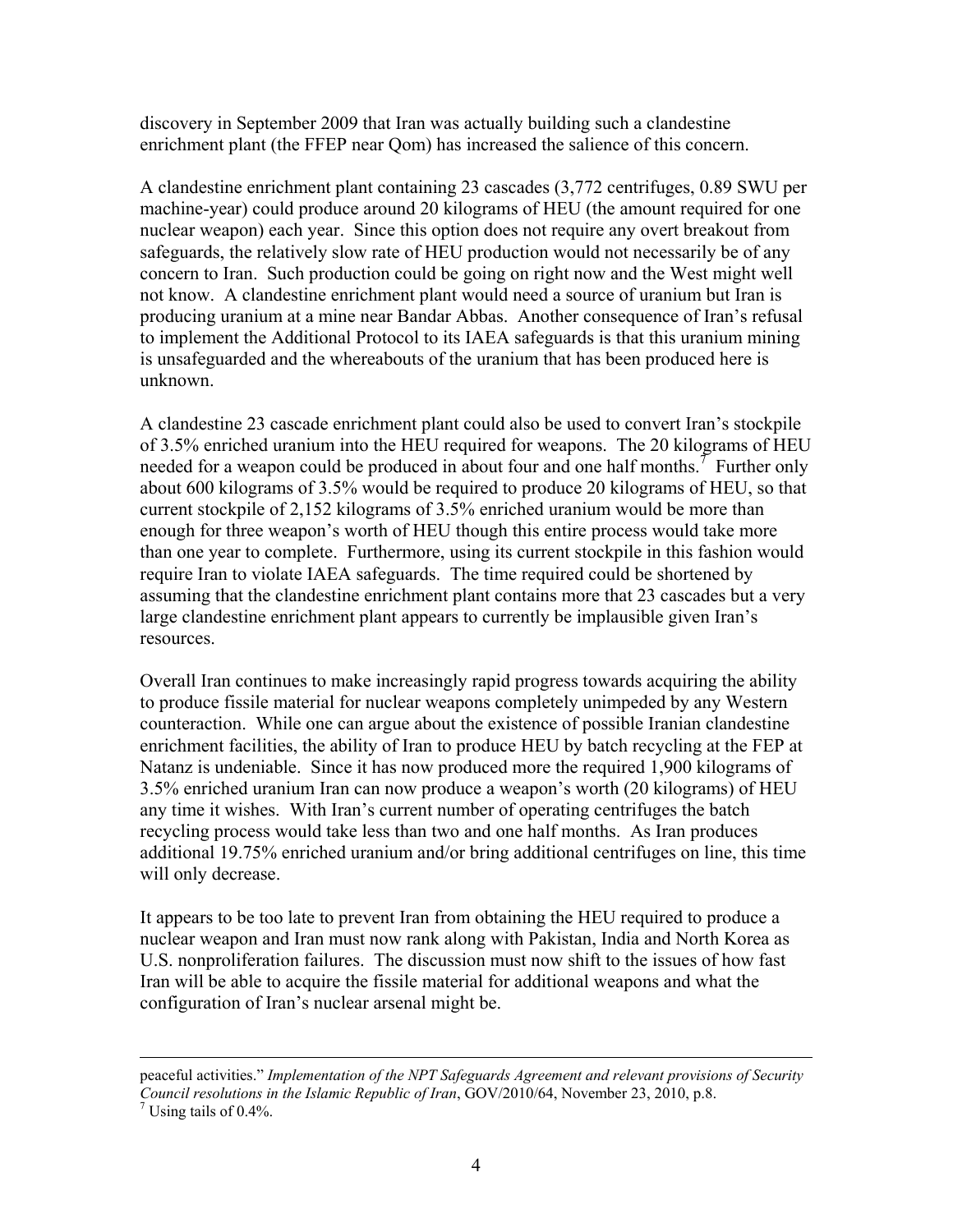discovery in September 2009 that Iran was actually building such a clandestine enrichment plant (the FFEP near Qom) has increased the salience of this concern.

A clandestine enrichment plant containing 23 cascades (3,772 centrifuges, 0.89 SWU per machine-year) could produce around 20 kilograms of HEU (the amount required for one nuclear weapon) each year. Since this option does not require any overt breakout from safeguards, the relatively slow rate of HEU production would not necessarily be of any concern to Iran. Such production could be going on right now and the West might well not know. A clandestine enrichment plant would need a source of uranium but Iran is producing uranium at a mine near Bandar Abbas. Another consequence of Iran's refusal to implement the Additional Protocol to its IAEA safeguards is that this uranium mining is unsafeguarded and the whereabouts of the uranium that has been produced here is unknown.

A clandestine 23 cascade enrichment plant could also be used to convert Iran's stockpile of 3.5% enriched uranium into the HEU required for weapons. The 20 kilograms of HEU needed for a weapon could be produced in about four and one half months.[7] Further only about 600 kilograms of 3.5% would be required to produce 20 kilograms of HEU, so that current stockpile of 2,152 kilograms of 3.5% enriched uranium would be more than enough for three weapon's worth of HEU though this entire process would take more than one year to complete. Furthermore, using its current stockpile in this fashion would require Iran to violate IAEA safeguards. The time required could be shortened by assuming that the clandestine enrichment plant contains more that 23 cascades but a very large clandestine enrichment plant appears to currently be implausible given Iran's resources.

Overall Iran continues to make increasingly rapid progress towards acquiring the ability to produce fissile material for nuclear weapons completely unimpeded by any Western counteraction. While one can argue about the existence of possible Iranian clandestine enrichment facilities, the ability of Iran to produce HEU by batch recycling at the FEP at Natanz is undeniable. Since it has now produced more the required 1,900 kilograms of 3.5% enriched uranium Iran can now produce a weapon's worth (20 kilograms) of HEU any time it wishes. With Iran's current number of operating centrifuges the batch recycling process would take less than two and one half months. As Iran produces additional 19.75% enriched uranium and/or bring additional centrifuges on line, this time will only decrease.

It appears to be too late to prevent Iran from obtaining the HEU required to produce a nuclear weapon and Iran must now rank along with Pakistan, India and North Korea as U.S. nonproliferation failures. The discussion must now shift to the issues of how fast Iran will be able to acquire the fissile material for additional weapons and what the configuration of Iran's nuclear arsenal might be.

---

peaceful activities." *Implementation of the NPT Safeguards Agreement and relevant provisions of Security Council resolutions in the Islamic Republic of Iran*, GOV/2010/64, November 23, 2010, p.8.

[7] Using tails of 0.4%.